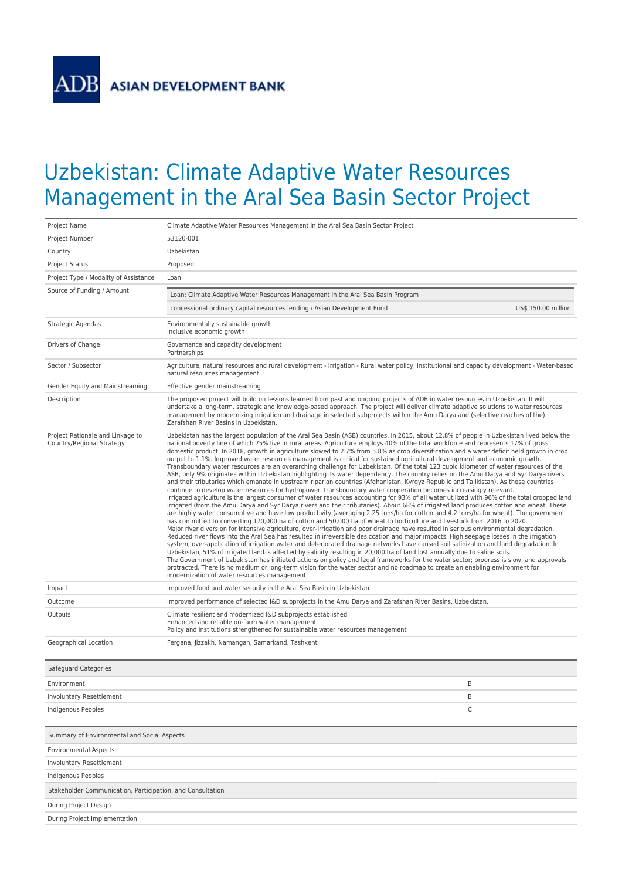ADB ASIAN DEVELOPMENT BANK

# Uzbekistan: Climate Adaptive Water Resources Management in the Aral Sea Basin Sector Project

| | |
|---|---|
| Project Name | Climate Adaptive Water Resources Management in the Aral Sea Basin Sector Project |
| Project Number | 53120-001 |
| Country | Uzbekistan |
| Project Status | Proposed |
| Project Type / Modality of Assistance | Loan |
| Source of Funding / Amount | Loan: Climate Adaptive Water Resources Management in the Aral Sea Basin Program<br>concessional ordinary capital resources lending / Asian Development Fund — US$ 150.00 million |
| Strategic Agendas | Environmentally sustainable growth<br>Inclusive economic growth |
| Drivers of Change | Governance and capacity development<br>Partnerships |
| Sector / Subsector | Agriculture, natural resources and rural development - Irrigation - Rural water policy, institutional and capacity development - Water-based natural resources management |
| Gender Equity and Mainstreaming | Effective gender mainstreaming |
| Description | The proposed project will build on lessons learned from past and ongoing projects of ADB in water resources in Uzbekistan. It will undertake a long-term, strategic and knowledge-based approach. The project will deliver climate adaptive solutions to water resources management by modernizing irrigation and drainage in selected subprojects within the Amu Darya and (selective reaches of the) Zarafshan River Basins in Uzbekistan. |
| Project Rationale and Linkage to Country/Regional Strategy | Uzbekistan has the largest population of the Aral Sea Basin (ASB) countries. In 2015, about 12.8% of people in Uzbekistan lived below the national poverty line of which 75% live in rural areas. Agriculture employs 40% of the total workforce and represents 17% of gross domestic product. In 2018, growth in agriculture slowed to 2.7% from 5.8% as crop diversification and a water deficit held growth in crop output to 1.1%. Improved water resources management is critical for sustained agricultural development and economic growth.<br>Transboundary water resources are an overarching challenge for Uzbekistan. Of the total 123 cubic kilometer of water resources of the ASB, only 9% originates within Uzbekistan highlighting its water dependency. The country relies on the Amu Darya and Syr Darya rivers and their tributaries which emanate in upstream riparian countries (Afghanistan, Kyrgyz Republic and Tajikistan). As these countries continue to develop water resources for hydropower, transboundary water cooperation becomes increasingly relevant.<br>Irrigated agriculture is the largest consumer of water resources accounting for 93% of all water utilized with 96% of the total cropped land irrigated (from the Amu Darya and Syr Darya rivers and their tributaries). About 68% of irrigated land produces cotton and wheat. These are highly water consumptive and have low productivity (averaging 2.25 tons/ha for cotton and 4.2 tons/ha for wheat). The government has committed to converting 170,000 ha of cotton and 50,000 ha of wheat to horticulture and livestock from 2016 to 2020.<br>Major river diversion for intensive agriculture, over-irrigation and poor drainage have resulted in serious environmental degradation. Reduced river flows into the Aral Sea has resulted in irreversible desiccation and major impacts. High seepage losses in the irrigation system, over-application of irrigation water and deteriorated drainage networks have caused soil salinization and land degradation. In Uzbekistan, 51% of irrigated land is affected by salinity resulting in 20,000 ha of land lost annually due to saline soils.<br>The Government of Uzbekistan has initiated actions on policy and legal frameworks for the water sector; progress is slow, and approvals protracted. There is no medium or long-term vision for the water sector and no roadmap to create an enabling environment for modernization of water resources management. |
| Impact | Improved food and water security in the Aral Sea Basin in Uzbekistan |
| Outcome | Improved performance of selected I&D subprojects in the Amu Darya and Zarafshan River Basins, Uzbekistan. |
| Outputs | Climate resilient and modernized I&D subprojects established<br>Enhanced and reliable on-farm water management<br>Policy and institutions strengthened for sustainable water resources management |
| Geographical Location | Fergana, Jizzakh, Namangan, Samarkand, Tashkent |

| Safeguard Categories | |
|---|---|
| Environment | B |
| Involuntary Resettlement | B |
| Indigenous Peoples | C |

| Summary of Environmental and Social Aspects |
|---|
| Environmental Aspects |
| Involuntary Resettlement |
| Indigenous Peoples |

| Stakeholder Communication, Participation, and Consultation |
|---|
| During Project Design |
| During Project Implementation |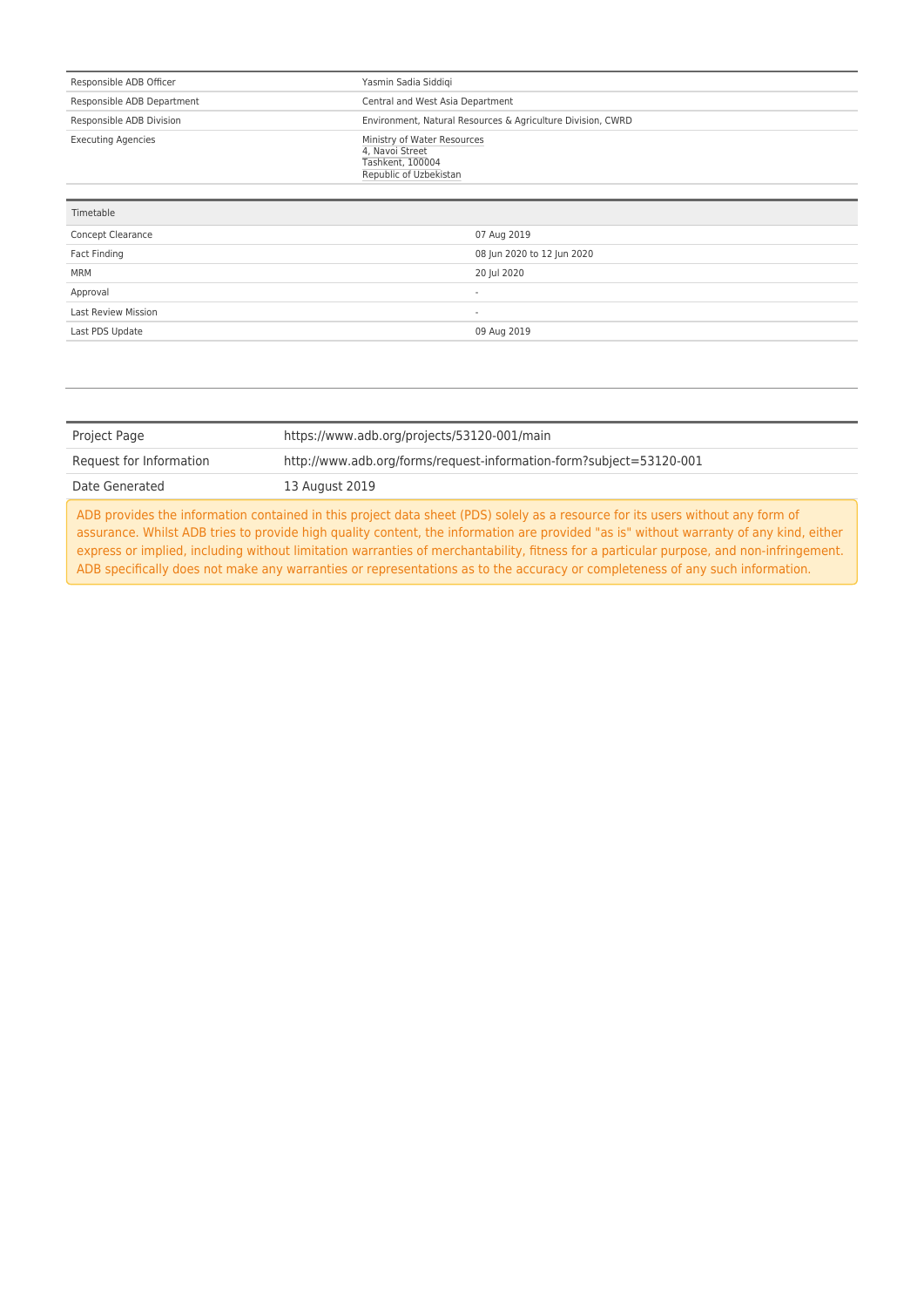| | |
|---|---|
| Responsible ADB Officer | Yasmin Sadia Siddiqi |
| Responsible ADB Department | Central and West Asia Department |
| Responsible ADB Division | Environment, Natural Resources & Agriculture Division, CWRD |
| Executing Agencies | Ministry of Water Resources<br>4, Navoi Street<br>Tashkent, 100004<br>Republic of Uzbekistan |

| Timetable | |
|---|---|
| Concept Clearance | 07 Aug 2019 |
| Fact Finding | 08 Jun 2020 to 12 Jun 2020 |
| MRM | 20 Jul 2020 |
| Approval | - |
| Last Review Mission | - |
| Last PDS Update | 09 Aug 2019 |

| | |
|---|---|
| Project Page | https://www.adb.org/projects/53120-001/main |
| Request for Information | http://www.adb.org/forms/request-information-form?subject=53120-001 |
| Date Generated | 13 August 2019 |

ADB provides the information contained in this project data sheet (PDS) solely as a resource for its users without any form of assurance. Whilst ADB tries to provide high quality content, the information are provided "as is" without warranty of any kind, either express or implied, including without limitation warranties of merchantability, fitness for a particular purpose, and non-infringement. ADB specifically does not make any warranties or representations as to the accuracy or completeness of any such information.